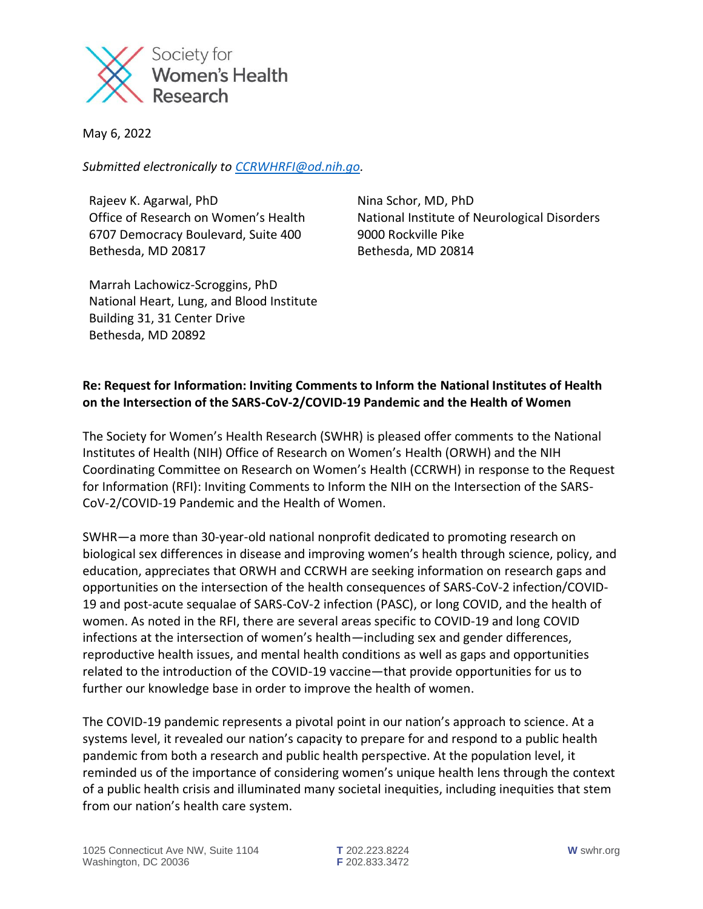Society for Women's Health Research

May 6, 2022

*Submitted electronically to CCRWHRFI@od.nih.go.*

Rajeev K. Agarwal, PhD
Office of Research on Women's Health
6707 Democracy Boulevard, Suite 400
Bethesda, MD 20817

Nina Schor, MD, PhD
National Institute of Neurological Disorders
9000 Rockville Pike
Bethesda, MD 20814

Marrah Lachowicz-Scroggins, PhD
National Heart, Lung, and Blood Institute
Building 31, 31 Center Drive
Bethesda, MD 20892

**Re: Request for Information: Inviting Comments to Inform the National Institutes of Health on the Intersection of the SARS-CoV-2/COVID-19 Pandemic and the Health of Women**

The Society for Women's Health Research (SWHR) is pleased offer comments to the National Institutes of Health (NIH) Office of Research on Women's Health (ORWH) and the NIH Coordinating Committee on Research on Women's Health (CCRWH) in response to the Request for Information (RFI): Inviting Comments to Inform the NIH on the Intersection of the SARS-CoV-2/COVID-19 Pandemic and the Health of Women.

SWHR—a more than 30-year-old national nonprofit dedicated to promoting research on biological sex differences in disease and improving women's health through science, policy, and education, appreciates that ORWH and CCRWH are seeking information on research gaps and opportunities on the intersection of the health consequences of SARS-CoV-2 infection/COVID-19 and post-acute sequalae of SARS-CoV-2 infection (PASC), or long COVID, and the health of women. As noted in the RFI, there are several areas specific to COVID-19 and long COVID infections at the intersection of women's health—including sex and gender differences, reproductive health issues, and mental health conditions as well as gaps and opportunities related to the introduction of the COVID-19 vaccine—that provide opportunities for us to further our knowledge base in order to improve the health of women.

The COVID-19 pandemic represents a pivotal point in our nation's approach to science. At a systems level, it revealed our nation's capacity to prepare for and respond to a public health pandemic from both a research and public health perspective. At the population level, it reminded us of the importance of considering women's unique health lens through the context of a public health crisis and illuminated many societal inequities, including inequities that stem from our nation's health care system.

1025 Connecticut Ave NW, Suite 1104
Washington, DC 20036

**T** 202.223.8224
**F** 202.833.3472

**W** swhr.org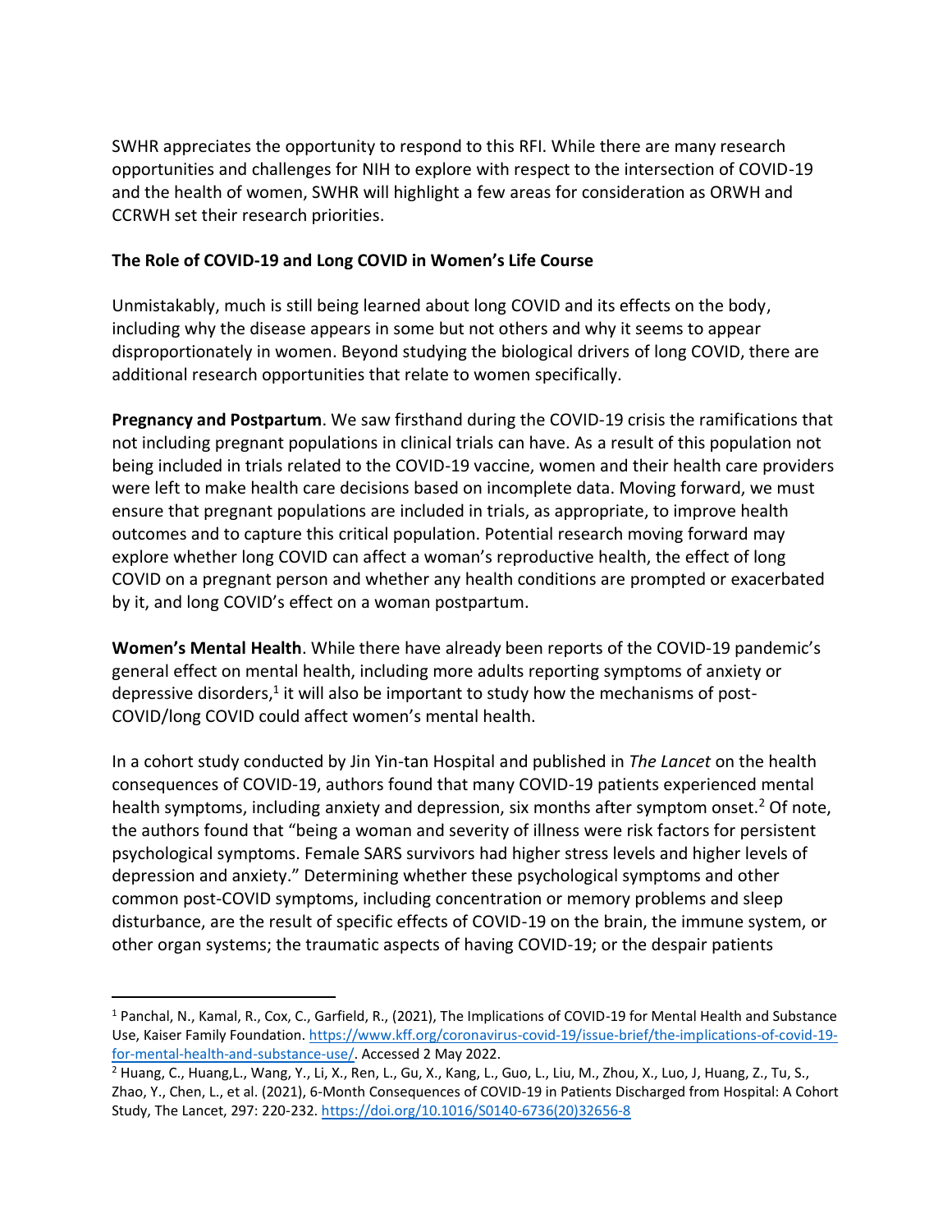SWHR appreciates the opportunity to respond to this RFI. While there are many research opportunities and challenges for NIH to explore with respect to the intersection of COVID-19 and the health of women, SWHR will highlight a few areas for consideration as ORWH and CCRWH set their research priorities.

**The Role of COVID-19 and Long COVID in Women's Life Course**

Unmistakably, much is still being learned about long COVID and its effects on the body, including why the disease appears in some but not others and why it seems to appear disproportionately in women. Beyond studying the biological drivers of long COVID, there are additional research opportunities that relate to women specifically.

**Pregnancy and Postpartum**. We saw firsthand during the COVID-19 crisis the ramifications that not including pregnant populations in clinical trials can have. As a result of this population not being included in trials related to the COVID-19 vaccine, women and their health care providers were left to make health care decisions based on incomplete data. Moving forward, we must ensure that pregnant populations are included in trials, as appropriate, to improve health outcomes and to capture this critical population. Potential research moving forward may explore whether long COVID can affect a woman's reproductive health, the effect of long COVID on a pregnant person and whether any health conditions are prompted or exacerbated by it, and long COVID's effect on a woman postpartum.

**Women's Mental Health**. While there have already been reports of the COVID-19 pandemic's general effect on mental health, including more adults reporting symptoms of anxiety or depressive disorders,[1] it will also be important to study how the mechanisms of post-COVID/long COVID could affect women's mental health.

In a cohort study conducted by Jin Yin-tan Hospital and published in *The Lancet* on the health consequences of COVID-19, authors found that many COVID-19 patients experienced mental health symptoms, including anxiety and depression, six months after symptom onset.[2] Of note, the authors found that "being a woman and severity of illness were risk factors for persistent psychological symptoms. Female SARS survivors had higher stress levels and higher levels of depression and anxiety." Determining whether these psychological symptoms and other common post-COVID symptoms, including concentration or memory problems and sleep disturbance, are the result of specific effects of COVID-19 on the brain, the immune system, or other organ systems; the traumatic aspects of having COVID-19; or the despair patients

---

[1] Panchal, N., Kamal, R., Cox, C., Garfield, R., (2021), The Implications of COVID-19 for Mental Health and Substance Use, Kaiser Family Foundation. https://www.kff.org/coronavirus-covid-19/issue-brief/the-implications-of-covid-19-for-mental-health-and-substance-use/. Accessed 2 May 2022.

[2] Huang, C., Huang,L., Wang, Y., Li, X., Ren, L., Gu, X., Kang, L., Guo, L., Liu, M., Zhou, X., Luo, J, Huang, Z., Tu, S., Zhao, Y., Chen, L., et al. (2021), 6-Month Consequences of COVID-19 in Patients Discharged from Hospital: A Cohort Study, The Lancet, 297: 220-232. https://doi.org/10.1016/S0140-6736(20)32656-8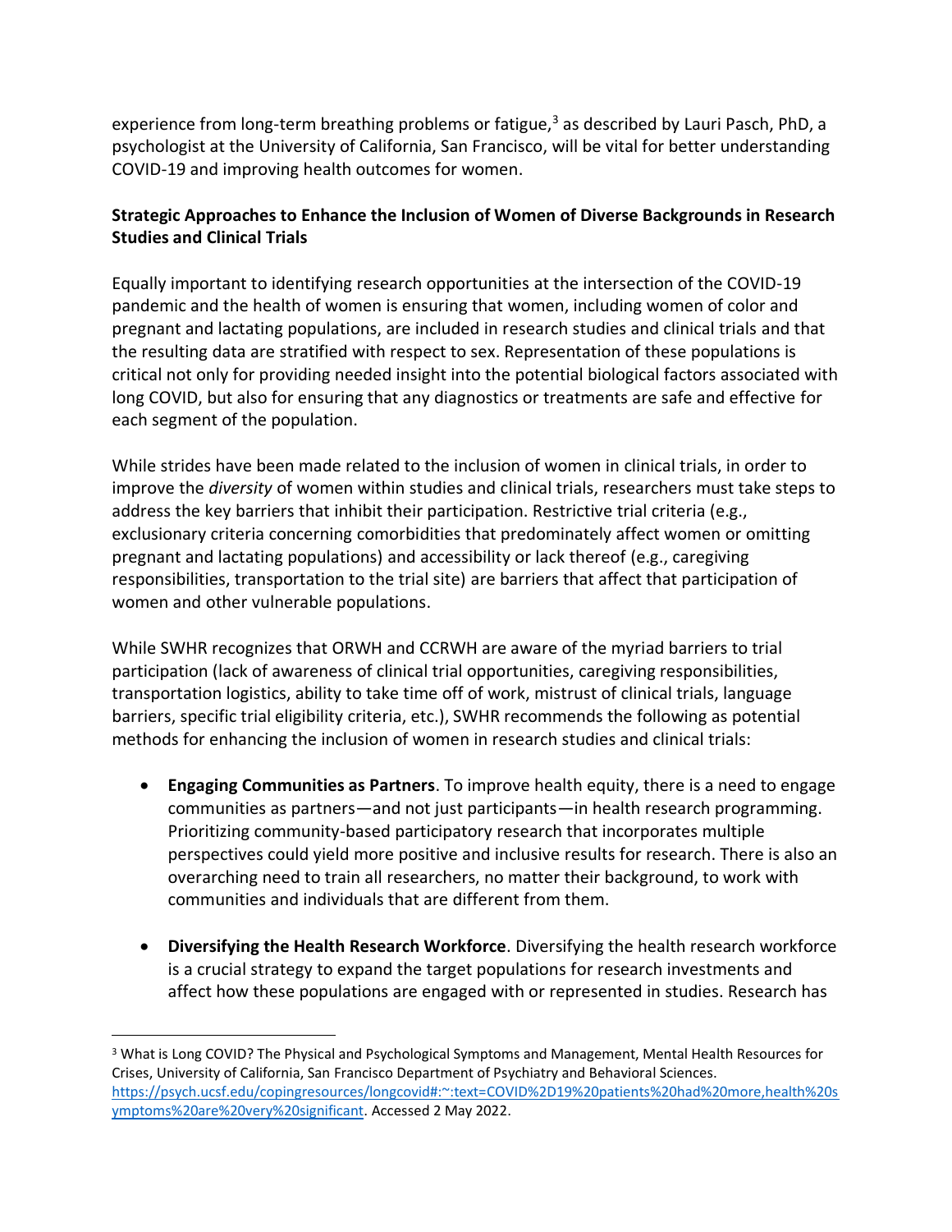experience from long-term breathing problems or fatigue,[3] as described by Lauri Pasch, PhD, a psychologist at the University of California, San Francisco, will be vital for better understanding COVID-19 and improving health outcomes for women.

**Strategic Approaches to Enhance the Inclusion of Women of Diverse Backgrounds in Research Studies and Clinical Trials**

Equally important to identifying research opportunities at the intersection of the COVID-19 pandemic and the health of women is ensuring that women, including women of color and pregnant and lactating populations, are included in research studies and clinical trials and that the resulting data are stratified with respect to sex. Representation of these populations is critical not only for providing needed insight into the potential biological factors associated with long COVID, but also for ensuring that any diagnostics or treatments are safe and effective for each segment of the population.

While strides have been made related to the inclusion of women in clinical trials, in order to improve the *diversity* of women within studies and clinical trials, researchers must take steps to address the key barriers that inhibit their participation. Restrictive trial criteria (e.g., exclusionary criteria concerning comorbidities that predominately affect women or omitting pregnant and lactating populations) and accessibility or lack thereof (e.g., caregiving responsibilities, transportation to the trial site) are barriers that affect that participation of women and other vulnerable populations.

While SWHR recognizes that ORWH and CCRWH are aware of the myriad barriers to trial participation (lack of awareness of clinical trial opportunities, caregiving responsibilities, transportation logistics, ability to take time off of work, mistrust of clinical trials, language barriers, specific trial eligibility criteria, etc.), SWHR recommends the following as potential methods for enhancing the inclusion of women in research studies and clinical trials:

- **Engaging Communities as Partners**. To improve health equity, there is a need to engage communities as partners—and not just participants—in health research programming. Prioritizing community-based participatory research that incorporates multiple perspectives could yield more positive and inclusive results for research. There is also an overarching need to train all researchers, no matter their background, to work with communities and individuals that are different from them.

- **Diversifying the Health Research Workforce**. Diversifying the health research workforce is a crucial strategy to expand the target populations for research investments and affect how these populations are engaged with or represented in studies. Research has

[3] What is Long COVID? The Physical and Psychological Symptoms and Management, Mental Health Resources for Crises, University of California, San Francisco Department of Psychiatry and Behavioral Sciences. https://psych.ucsf.edu/copingresources/longcovid#:~:text=COVID%2D19%20patients%20had%20more,health%20symptoms%20are%20very%20significant. Accessed 2 May 2022.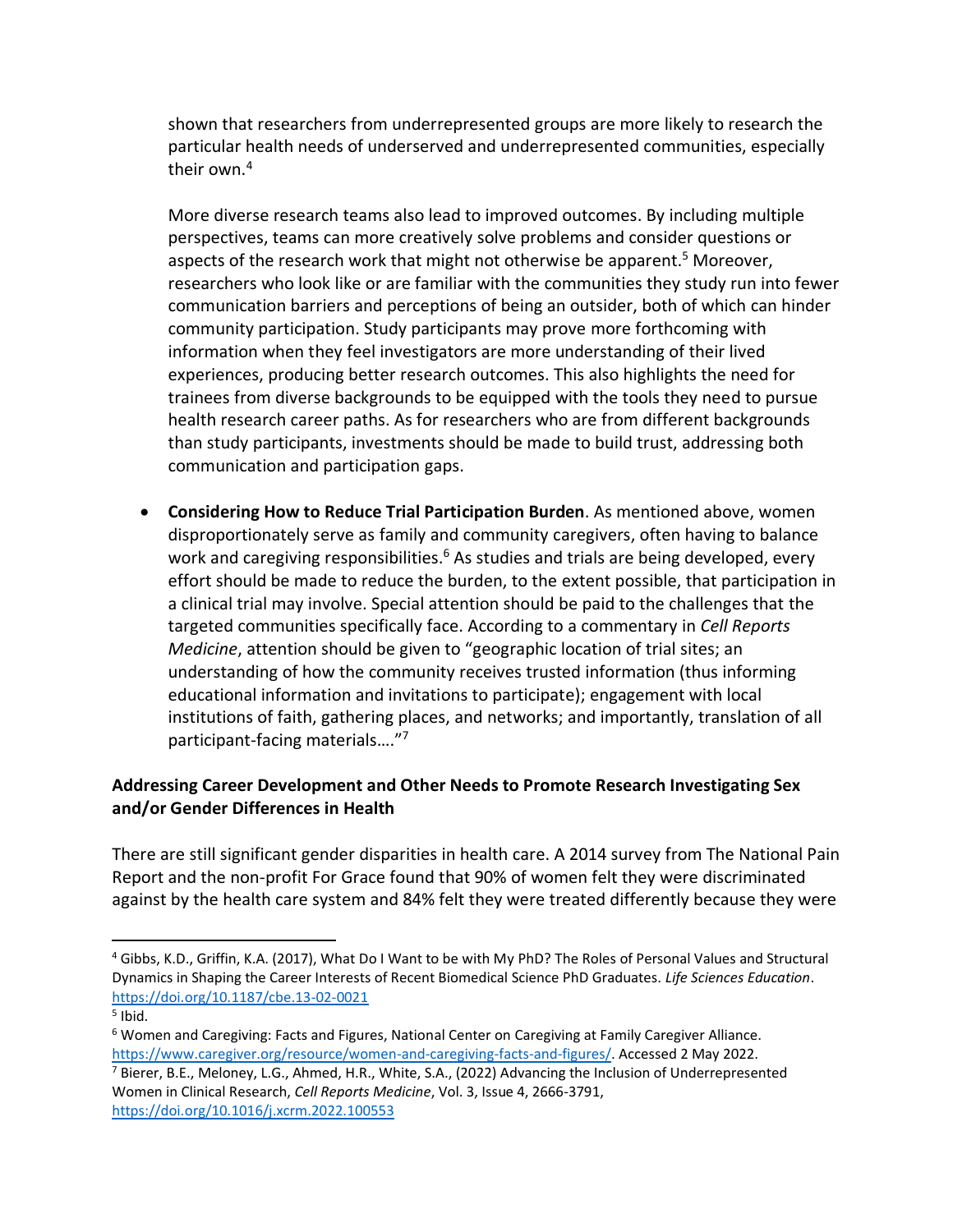shown that researchers from underrepresented groups are more likely to research the particular health needs of underserved and underrepresented communities, especially their own.[4]

More diverse research teams also lead to improved outcomes. By including multiple perspectives, teams can more creatively solve problems and consider questions or aspects of the research work that might not otherwise be apparent.[5] Moreover, researchers who look like or are familiar with the communities they study run into fewer communication barriers and perceptions of being an outsider, both of which can hinder community participation. Study participants may prove more forthcoming with information when they feel investigators are more understanding of their lived experiences, producing better research outcomes. This also highlights the need for trainees from diverse backgrounds to be equipped with the tools they need to pursue health research career paths. As for researchers who are from different backgrounds than study participants, investments should be made to build trust, addressing both communication and participation gaps.

- **Considering How to Reduce Trial Participation Burden**. As mentioned above, women disproportionately serve as family and community caregivers, often having to balance work and caregiving responsibilities.[6] As studies and trials are being developed, every effort should be made to reduce the burden, to the extent possible, that participation in a clinical trial may involve. Special attention should be paid to the challenges that the targeted communities specifically face. According to a commentary in *Cell Reports Medicine*, attention should be given to "geographic location of trial sites; an understanding of how the community receives trusted information (thus informing educational information and invitations to participate); engagement with local institutions of faith, gathering places, and networks; and importantly, translation of all participant-facing materials…."[7]

**Addressing Career Development and Other Needs to Promote Research Investigating Sex and/or Gender Differences in Health**

There are still significant gender disparities in health care. A 2014 survey from The National Pain Report and the non-profit For Grace found that 90% of women felt they were discriminated against by the health care system and 84% felt they were treated differently because they were

---

[4] Gibbs, K.D., Griffin, K.A. (2017), What Do I Want to be with My PhD? The Roles of Personal Values and Structural Dynamics in Shaping the Career Interests of Recent Biomedical Science PhD Graduates. *Life Sciences Education*. https://doi.org/10.1187/cbe.13-02-0021

[5] Ibid.

[6] Women and Caregiving: Facts and Figures, National Center on Caregiving at Family Caregiver Alliance. https://www.caregiver.org/resource/women-and-caregiving-facts-and-figures/. Accessed 2 May 2022.

[7] Bierer, B.E., Meloney, L.G., Ahmed, H.R., White, S.A., (2022) Advancing the Inclusion of Underrepresented Women in Clinical Research, *Cell Reports Medicine*, Vol. 3, Issue 4, 2666-3791, https://doi.org/10.1016/j.xcrm.2022.100553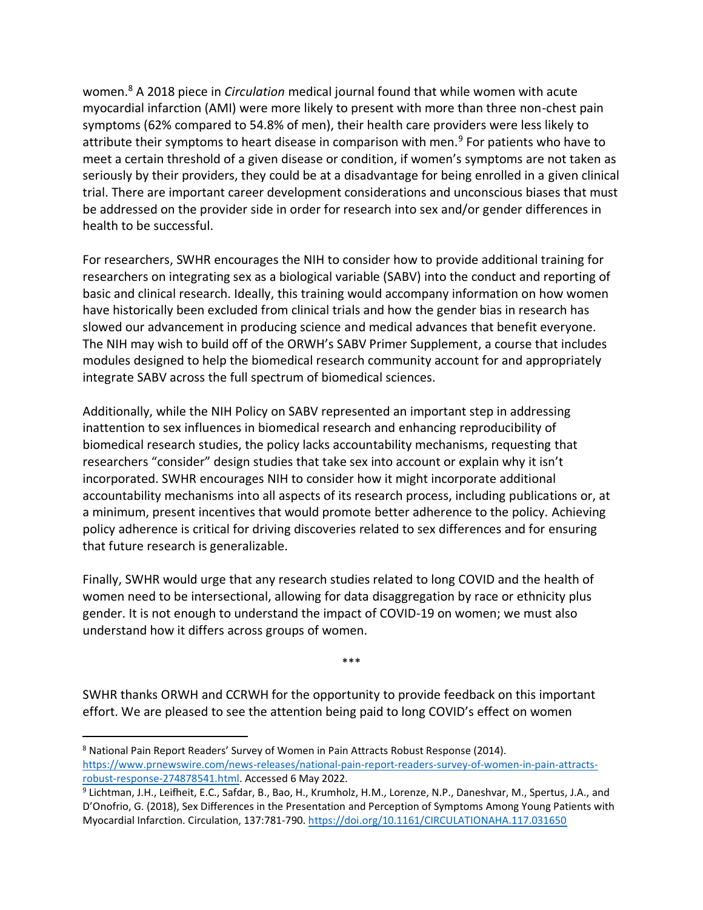women.[8] A 2018 piece in *Circulation* medical journal found that while women with acute myocardial infarction (AMI) were more likely to present with more than three non-chest pain symptoms (62% compared to 54.8% of men), their health care providers were less likely to attribute their symptoms to heart disease in comparison with men.[9] For patients who have to meet a certain threshold of a given disease or condition, if women's symptoms are not taken as seriously by their providers, they could be at a disadvantage for being enrolled in a given clinical trial. There are important career development considerations and unconscious biases that must be addressed on the provider side in order for research into sex and/or gender differences in health to be successful.

For researchers, SWHR encourages the NIH to consider how to provide additional training for researchers on integrating sex as a biological variable (SABV) into the conduct and reporting of basic and clinical research. Ideally, this training would accompany information on how women have historically been excluded from clinical trials and how the gender bias in research has slowed our advancement in producing science and medical advances that benefit everyone. The NIH may wish to build off of the ORWH's SABV Primer Supplement, a course that includes modules designed to help the biomedical research community account for and appropriately integrate SABV across the full spectrum of biomedical sciences.

Additionally, while the NIH Policy on SABV represented an important step in addressing inattention to sex influences in biomedical research and enhancing reproducibility of biomedical research studies, the policy lacks accountability mechanisms, requesting that researchers "consider" design studies that take sex into account or explain why it isn't incorporated. SWHR encourages NIH to consider how it might incorporate additional accountability mechanisms into all aspects of its research process, including publications or, at a minimum, present incentives that would promote better adherence to the policy. Achieving policy adherence is critical for driving discoveries related to sex differences and for ensuring that future research is generalizable.

Finally, SWHR would urge that any research studies related to long COVID and the health of women need to be intersectional, allowing for data disaggregation by race or ethnicity plus gender. It is not enough to understand the impact of COVID-19 on women; we must also understand how it differs across groups of women.

***

SWHR thanks ORWH and CCRWH for the opportunity to provide feedback on this important effort. We are pleased to see the attention being paid to long COVID's effect on women

---

[8] National Pain Report Readers' Survey of Women in Pain Attracts Robust Response (2014). https://www.prnewswire.com/news-releases/national-pain-report-readers-survey-of-women-in-pain-attracts-robust-response-274878541.html. Accessed 6 May 2022.

[9] Lichtman, J.H., Leifheit, E.C., Safdar, B., Bao, H., Krumholz, H.M., Lorenze, N.P., Daneshvar, M., Spertus, J.A., and D'Onofrio, G. (2018), Sex Differences in the Presentation and Perception of Symptoms Among Young Patients with Myocardial Infarction. Circulation, 137:781-790. https://doi.org/10.1161/CIRCULATIONAHA.117.031650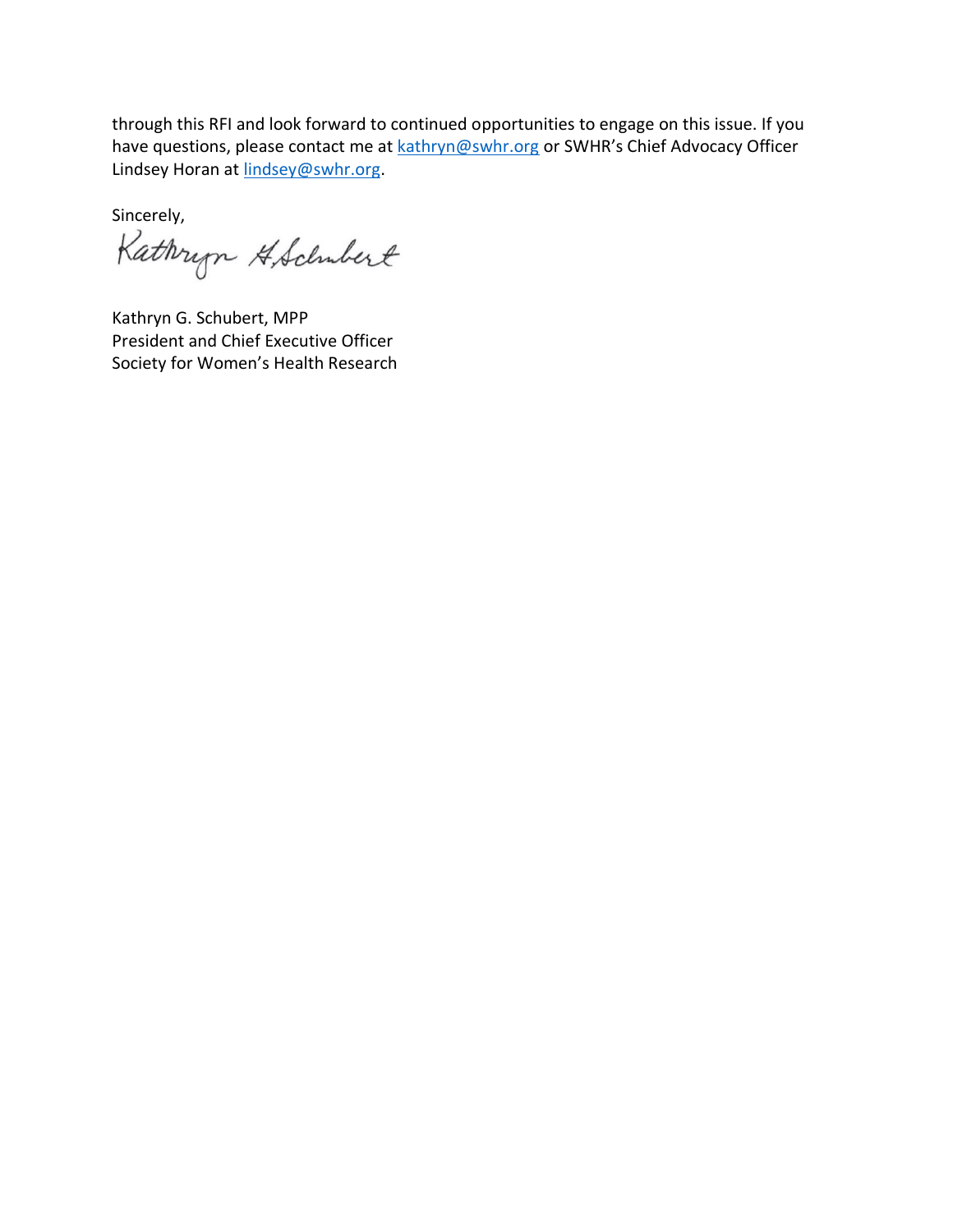through this RFI and look forward to continued opportunities to engage on this issue. If you have questions, please contact me at kathryn@swhr.org or SWHR's Chief Advocacy Officer Lindsey Horan at lindsey@swhr.org.

Sincerely,

Kathryn G. Schubert, MPP
President and Chief Executive Officer
Society for Women's Health Research